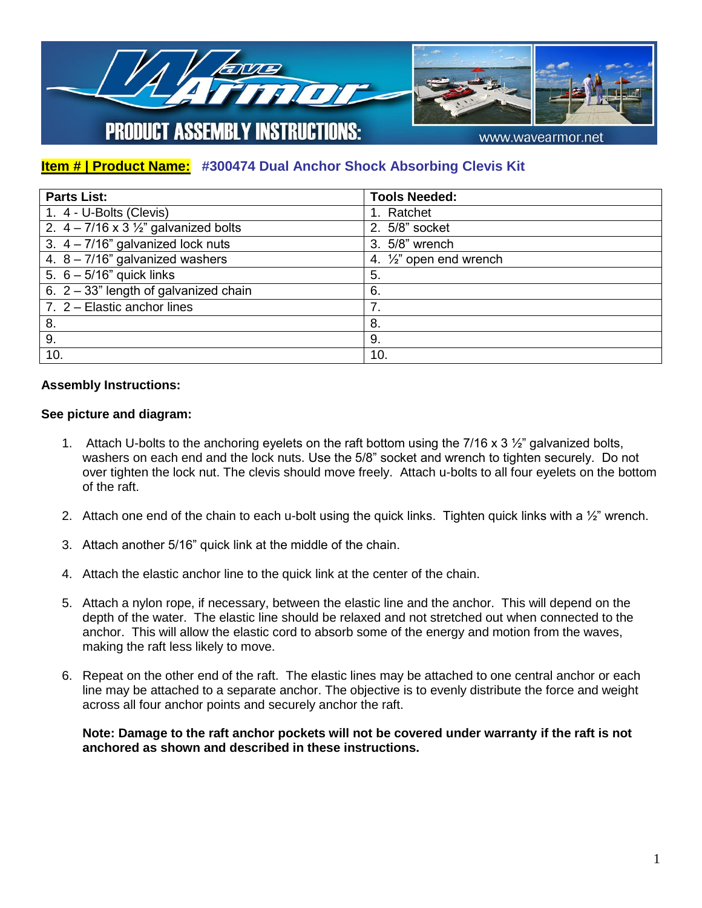# Wave Armor

## PRODUCT ASSEMBLY INSTRUCTIONS:

www.wavearmor.net

**Item # | Product Name:** **#300474 Dual Anchor Shock Absorbing Clevis Kit**

| Parts List: | Tools Needed: |
|---|---|
| 1. 4 - U-Bolts (Clevis) | 1. Ratchet |
| 2. 4 – 7/16 x 3 ½" galvanized bolts | 2. 5/8" socket |
| 3. 4 – 7/16" galvanized lock nuts | 3. 5/8" wrench |
| 4. 8 – 7/16" galvanized washers | 4. ½" open end wrench |
| 5. 6 – 5/16" quick links | 5. |
| 6. 2 – 33" length of galvanized chain | 6. |
| 7. 2 – Elastic anchor lines | 7. |
| 8. | 8. |
| 9. | 9. |
| 10. | 10. |

**Assembly Instructions:**

**See picture and diagram:**

1. Attach U-bolts to the anchoring eyelets on the raft bottom using the 7/16 x 3 ½" galvanized bolts, washers on each end and the lock nuts. Use the 5/8" socket and wrench to tighten securely. Do not over tighten the lock nut. The clevis should move freely. Attach u-bolts to all four eyelets on the bottom of the raft.

2. Attach one end of the chain to each u-bolt using the quick links. Tighten quick links with a ½" wrench.

3. Attach another 5/16" quick link at the middle of the chain.

4. Attach the elastic anchor line to the quick link at the center of the chain.

5. Attach a nylon rope, if necessary, between the elastic line and the anchor. This will depend on the depth of the water. The elastic line should be relaxed and not stretched out when connected to the anchor. This will allow the elastic cord to absorb some of the energy and motion from the waves, making the raft less likely to move.

6. Repeat on the other end of the raft. The elastic lines may be attached to one central anchor or each line may be attached to a separate anchor. The objective is to evenly distribute the force and weight across all four anchor points and securely anchor the raft.

   **Note: Damage to the raft anchor pockets will not be covered under warranty if the raft is not anchored as shown and described in these instructions.**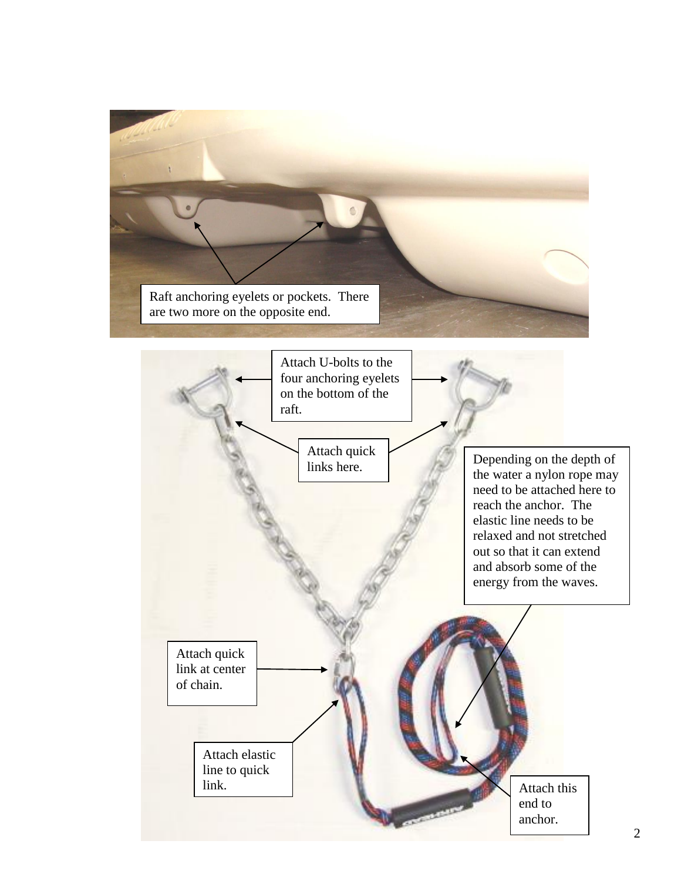Raft anchoring eyelets or pockets. There are two more on the opposite end.

Attach U-bolts to the four anchoring eyelets on the bottom of the raft.

Attach quick links here.

Depending on the depth of the water a nylon rope may need to be attached here to reach the anchor. The elastic line needs to be relaxed and not stretched out so that it can extend and absorb some of the energy from the waves.

Attach quick link at center of chain.

Attach elastic line to quick link.

Attach this end to anchor.